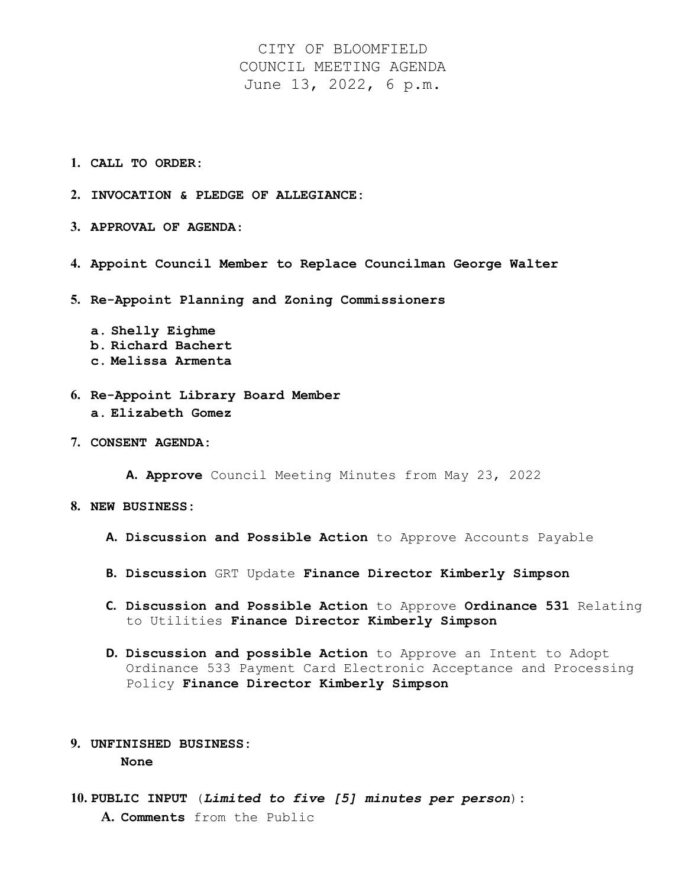# CITY OF BLOOMFIELD
## COUNCIL MEETING AGENDA
### June 13, 2022, 6 p.m.

1. **CALL TO ORDER:**

2. **INVOCATION & PLEDGE OF ALLEGIANCE:**

3. **APPROVAL OF AGENDA:**

4. **Appoint Council Member to Replace Councilman George Walter**

5. **Re-Appoint Planning and Zoning Commissioners**

   a. **Shelly Eighme**
   b. **Richard Bachert**
   c. **Melissa Armenta**

6. **Re-Appoint Library Board Member**
   a. **Elizabeth Gomez**

7. **CONSENT AGENDA:**

   A. **Approve** Council Meeting Minutes from May 23, 2022

8. **NEW BUSINESS:**

   A. **Discussion and Possible Action** to Approve Accounts Payable

   B. **Discussion** GRT Update **Finance Director Kimberly Simpson**

   C. **Discussion and Possible Action** to Approve **Ordinance 531** Relating to Utilities **Finance Director Kimberly Simpson**

   D. **Discussion and possible Action** to Approve an Intent to Adopt Ordinance 533 Payment Card Electronic Acceptance and Processing Policy **Finance Director Kimberly Simpson**

9. **UNFINISHED BUSINESS:**
   **None**

10. **PUBLIC INPUT** (***Limited to five [5] minutes per person***)**:**
    A. **Comments** from the Public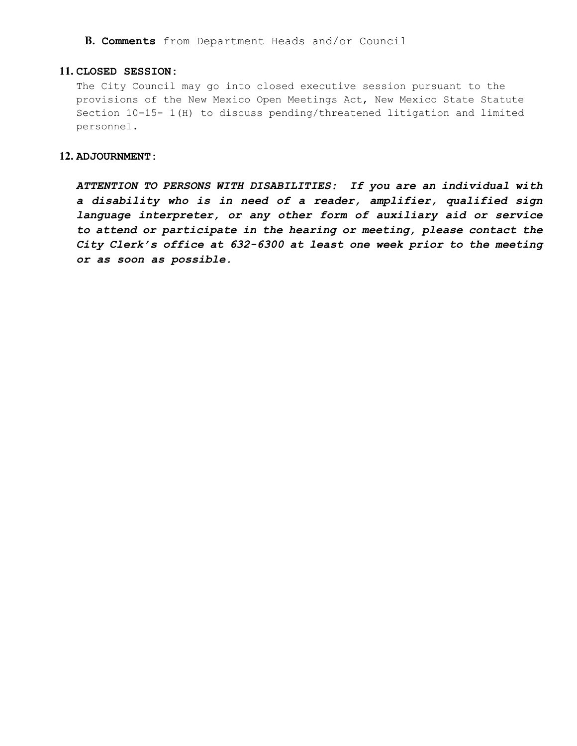**B. Comments** from Department Heads and/or Council

**11. CLOSED SESSION:**

The City Council may go into closed executive session pursuant to the provisions of the New Mexico Open Meetings Act, New Mexico State Statute Section 10-15- 1(H) to discuss pending/threatened litigation and limited personnel.

**12. ADJOURNMENT:**

***ATTENTION TO PERSONS WITH DISABILITIES: If you are an individual with a disability who is in need of a reader, amplifier, qualified sign language interpreter, or any other form of auxiliary aid or service to attend or participate in the hearing or meeting, please contact the City Clerk's office at 632-6300 at least one week prior to the meeting or as soon as possible.***